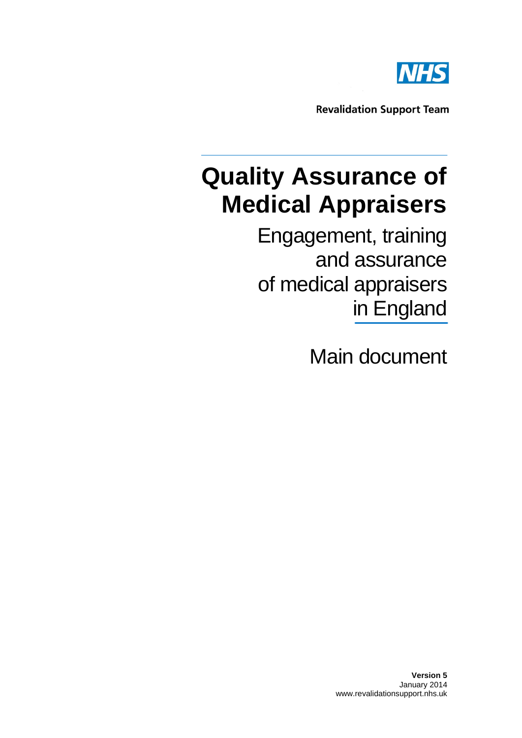NHS

**Revalidation Support Team**

# Quality Assurance of Medical Appraisers

## Engagement, training and assurance of medical appraisers in England

## Main document

**Version 5**
January 2014
www.revalidationsupport.nhs.uk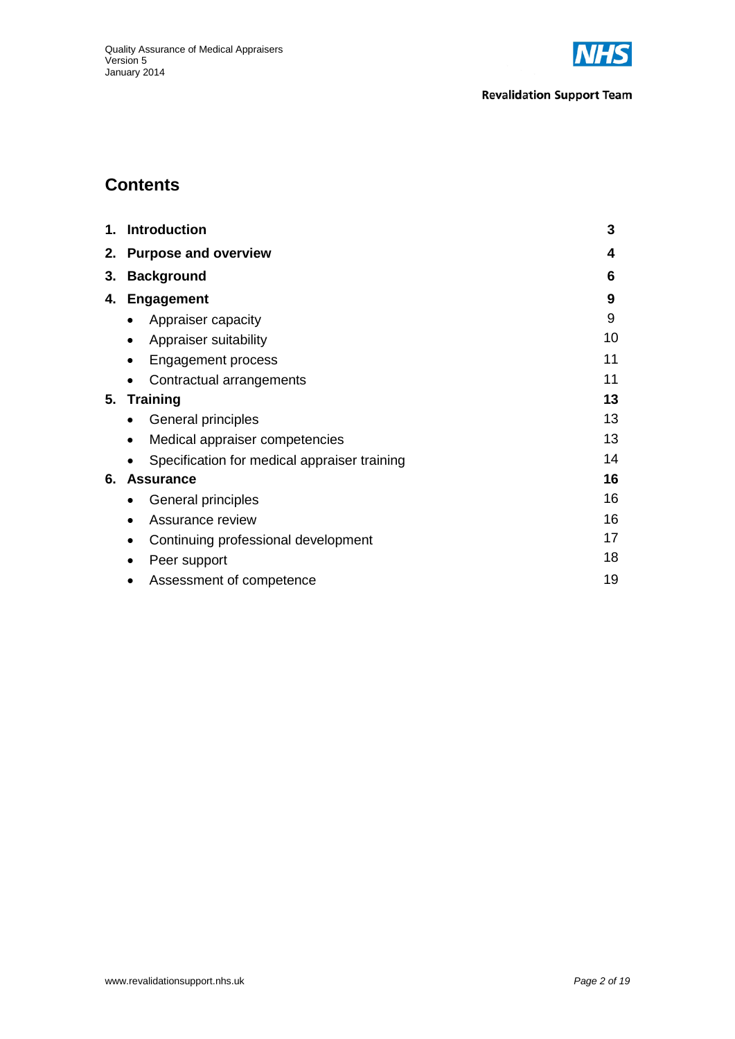## Contents

| | | |
|---|---|---|
| **1.** | **Introduction** | **3** |
| **2.** | **Purpose and overview** | **4** |
| **3.** | **Background** | **6** |
| **4.** | **Engagement** | **9** |
| | • Appraiser capacity | 9 |
| | • Appraiser suitability | 10 |
| | • Engagement process | 11 |
| | • Contractual arrangements | 11 |
| **5.** | **Training** | **13** |
| | • General principles | 13 |
| | • Medical appraiser competencies | 13 |
| | • Specification for medical appraiser training | 14 |
| **6.** | **Assurance** | **16** |
| | • General principles | 16 |
| | • Assurance review | 16 |
| | • Continuing professional development | 17 |
| | • Peer support | 18 |
| | • Assessment of competence | 19 |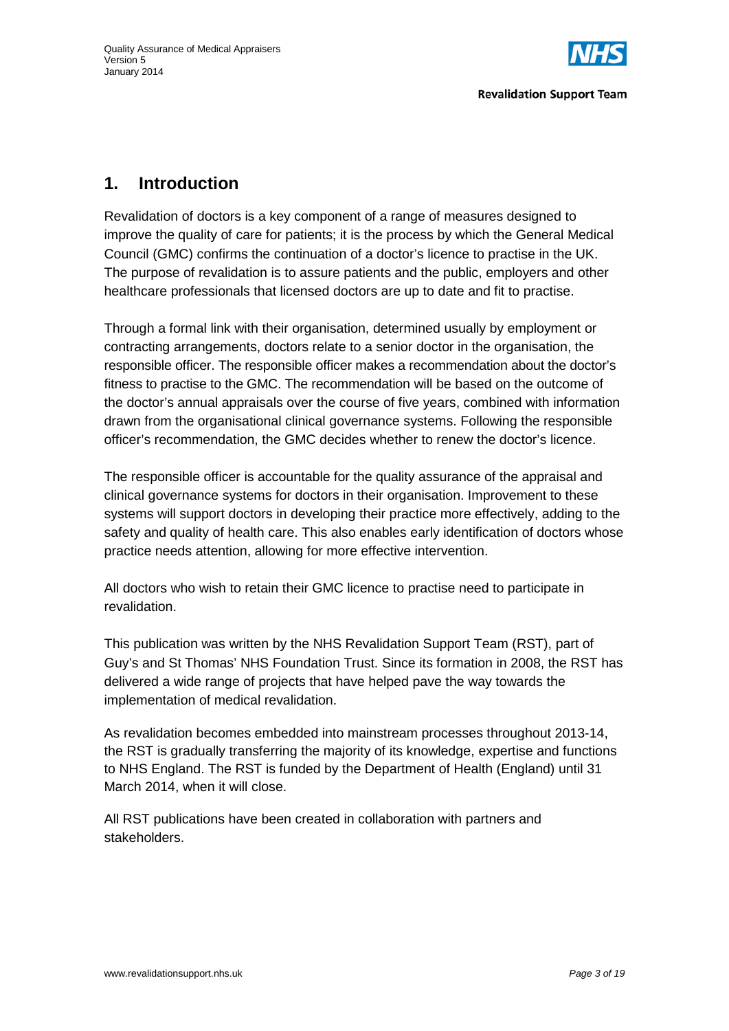## 1. Introduction

Revalidation of doctors is a key component of a range of measures designed to improve the quality of care for patients; it is the process by which the General Medical Council (GMC) confirms the continuation of a doctor's licence to practise in the UK. The purpose of revalidation is to assure patients and the public, employers and other healthcare professionals that licensed doctors are up to date and fit to practise.

Through a formal link with their organisation, determined usually by employment or contracting arrangements, doctors relate to a senior doctor in the organisation, the responsible officer. The responsible officer makes a recommendation about the doctor's fitness to practise to the GMC. The recommendation will be based on the outcome of the doctor's annual appraisals over the course of five years, combined with information drawn from the organisational clinical governance systems. Following the responsible officer's recommendation, the GMC decides whether to renew the doctor's licence.

The responsible officer is accountable for the quality assurance of the appraisal and clinical governance systems for doctors in their organisation. Improvement to these systems will support doctors in developing their practice more effectively, adding to the safety and quality of health care. This also enables early identification of doctors whose practice needs attention, allowing for more effective intervention.

All doctors who wish to retain their GMC licence to practise need to participate in revalidation.

This publication was written by the NHS Revalidation Support Team (RST), part of Guy's and St Thomas' NHS Foundation Trust. Since its formation in 2008, the RST has delivered a wide range of projects that have helped pave the way towards the implementation of medical revalidation.

As revalidation becomes embedded into mainstream processes throughout 2013-14, the RST is gradually transferring the majority of its knowledge, expertise and functions to NHS England. The RST is funded by the Department of Health (England) until 31 March 2014, when it will close.

All RST publications have been created in collaboration with partners and stakeholders.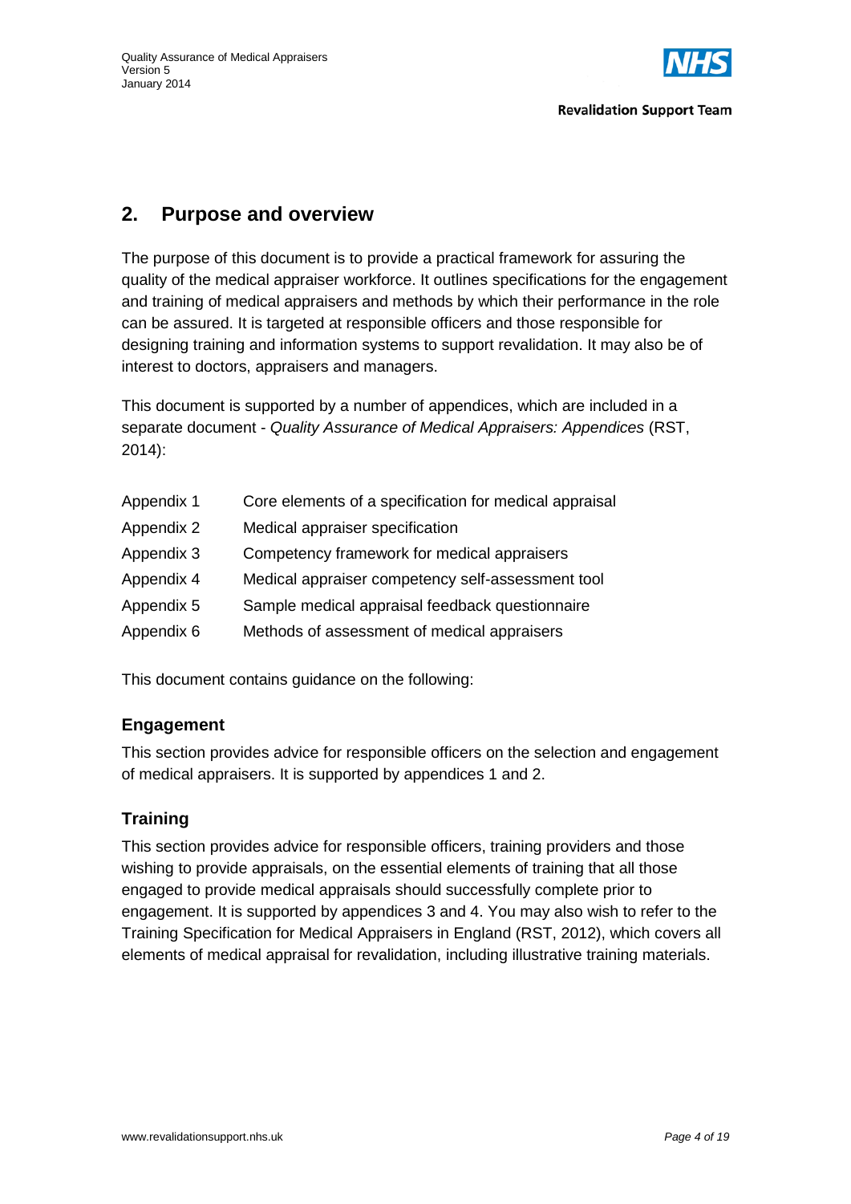## 2. Purpose and overview

The purpose of this document is to provide a practical framework for assuring the quality of the medical appraiser workforce. It outlines specifications for the engagement and training of medical appraisers and methods by which their performance in the role can be assured. It is targeted at responsible officers and those responsible for designing training and information systems to support revalidation. It may also be of interest to doctors, appraisers and managers.

This document is supported by a number of appendices, which are included in a separate document - *Quality Assurance of Medical Appraisers: Appendices* (RST, 2014):

| | |
|---|---|
| Appendix 1 | Core elements of a specification for medical appraisal |
| Appendix 2 | Medical appraiser specification |
| Appendix 3 | Competency framework for medical appraisers |
| Appendix 4 | Medical appraiser competency self-assessment tool |
| Appendix 5 | Sample medical appraisal feedback questionnaire |
| Appendix 6 | Methods of assessment of medical appraisers |

This document contains guidance on the following:

### Engagement

This section provides advice for responsible officers on the selection and engagement of medical appraisers. It is supported by appendices 1 and 2.

### Training

This section provides advice for responsible officers, training providers and those wishing to provide appraisals, on the essential elements of training that all those engaged to provide medical appraisals should successfully complete prior to engagement. It is supported by appendices 3 and 4. You may also wish to refer to the Training Specification for Medical Appraisers in England (RST, 2012), which covers all elements of medical appraisal for revalidation, including illustrative training materials.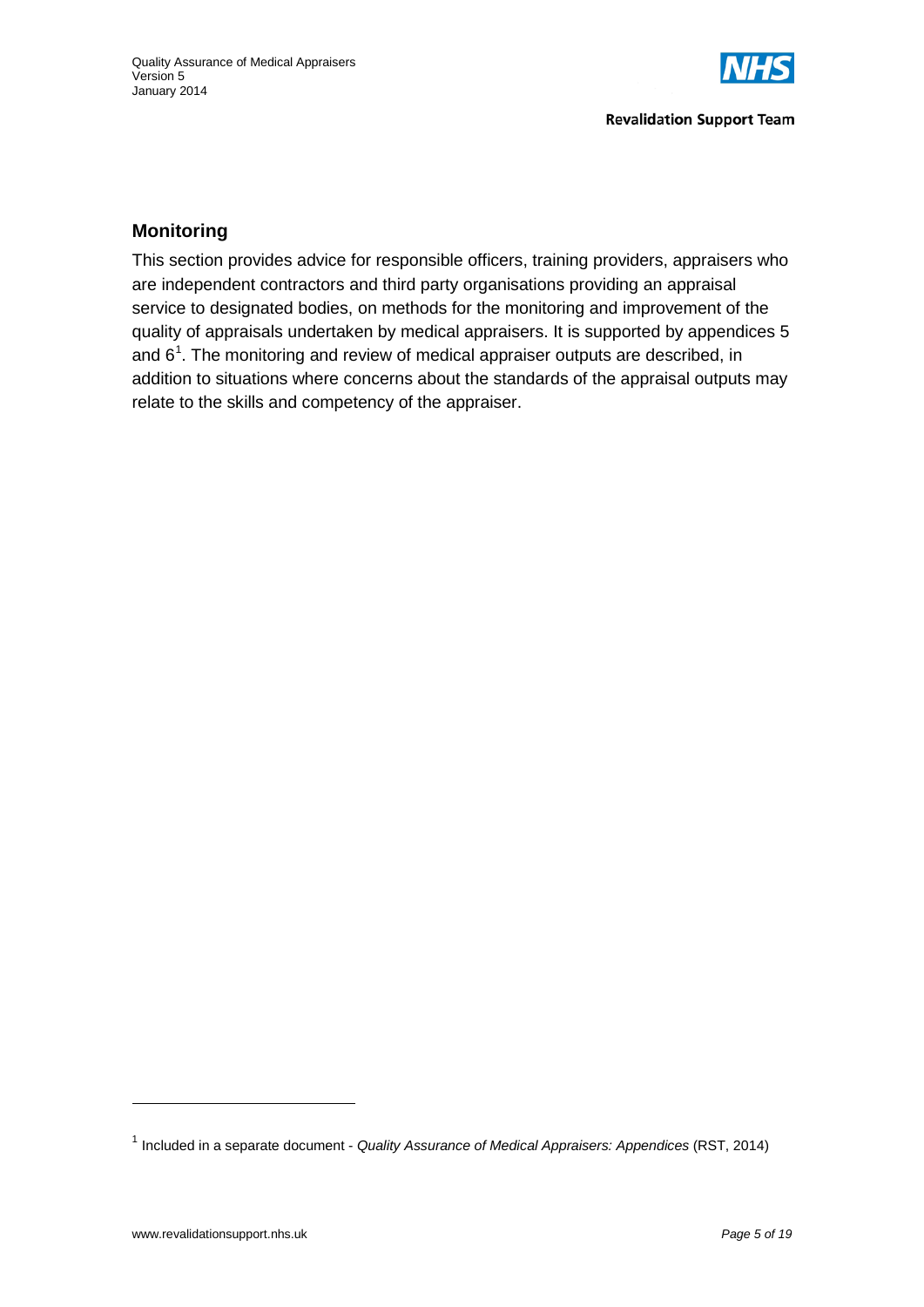## Monitoring

This section provides advice for responsible officers, training providers, appraisers who are independent contractors and third party organisations providing an appraisal service to designated bodies, on methods for the monitoring and improvement of the quality of appraisals undertaken by medical appraisers. It is supported by appendices 5 and 6[1]. The monitoring and review of medical appraiser outputs are described, in addition to situations where concerns about the standards of the appraisal outputs may relate to the skills and competency of the appraiser.

[1] Included in a separate document - *Quality Assurance of Medical Appraisers: Appendices* (RST, 2014)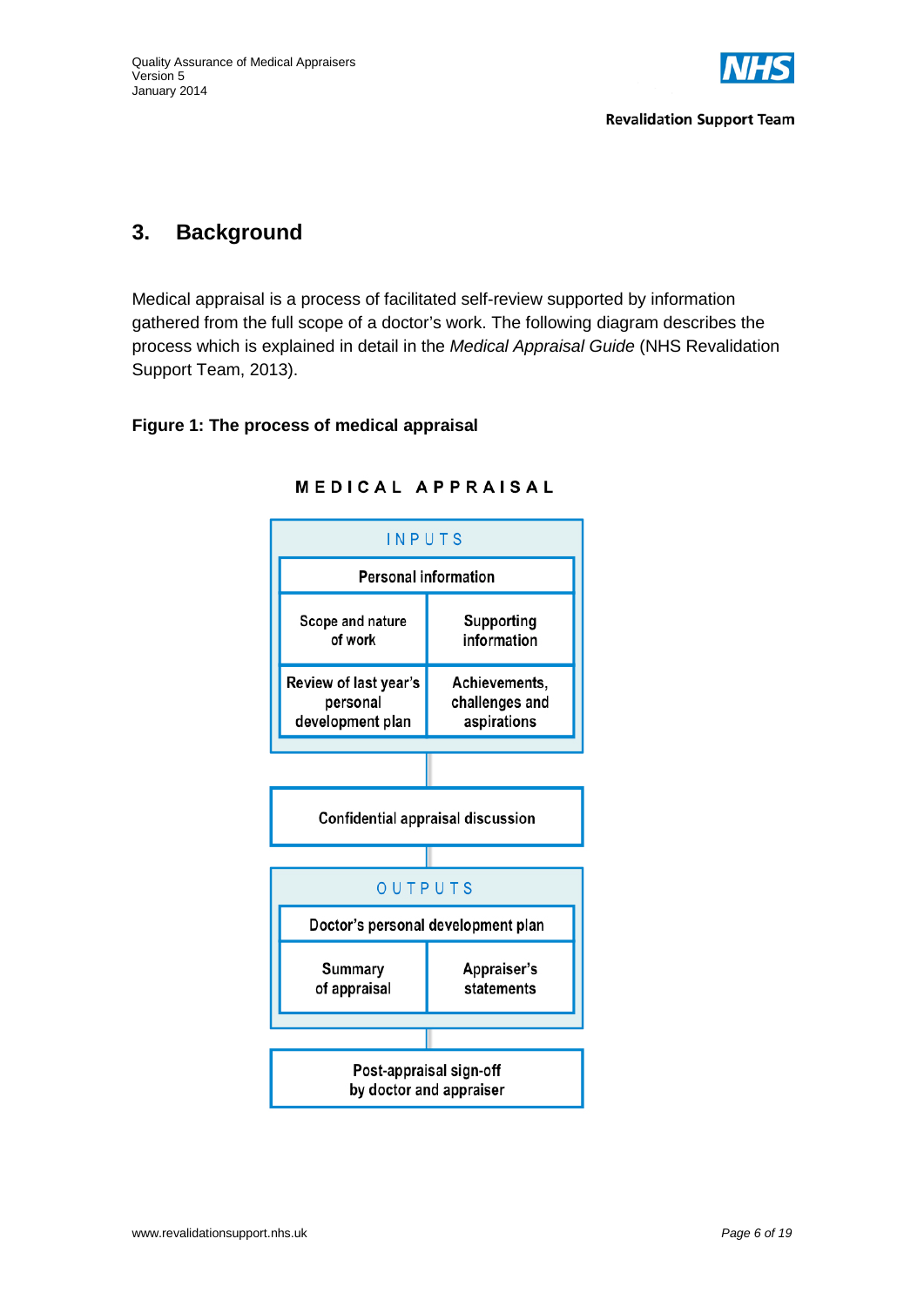## 3. Background

Medical appraisal is a process of facilitated self-review supported by information gathered from the full scope of a doctor's work. The following diagram describes the process which is explained in detail in the *Medical Appraisal Guide* (NHS Revalidation Support Team, 2013).

**Figure 1: The process of medical appraisal**

MEDICAL APPRAISAL

INPUTS

| Personal information | |
|---|---|
| Scope and nature of work | Supporting information |
| Review of last year's personal development plan | Achievements, challenges and aspirations |

Confidential appraisal discussion

OUTPUTS

| Doctor's personal development plan | |
|---|---|
| Summary of appraisal | Appraiser's statements |

Post-appraisal sign-off by doctor and appraiser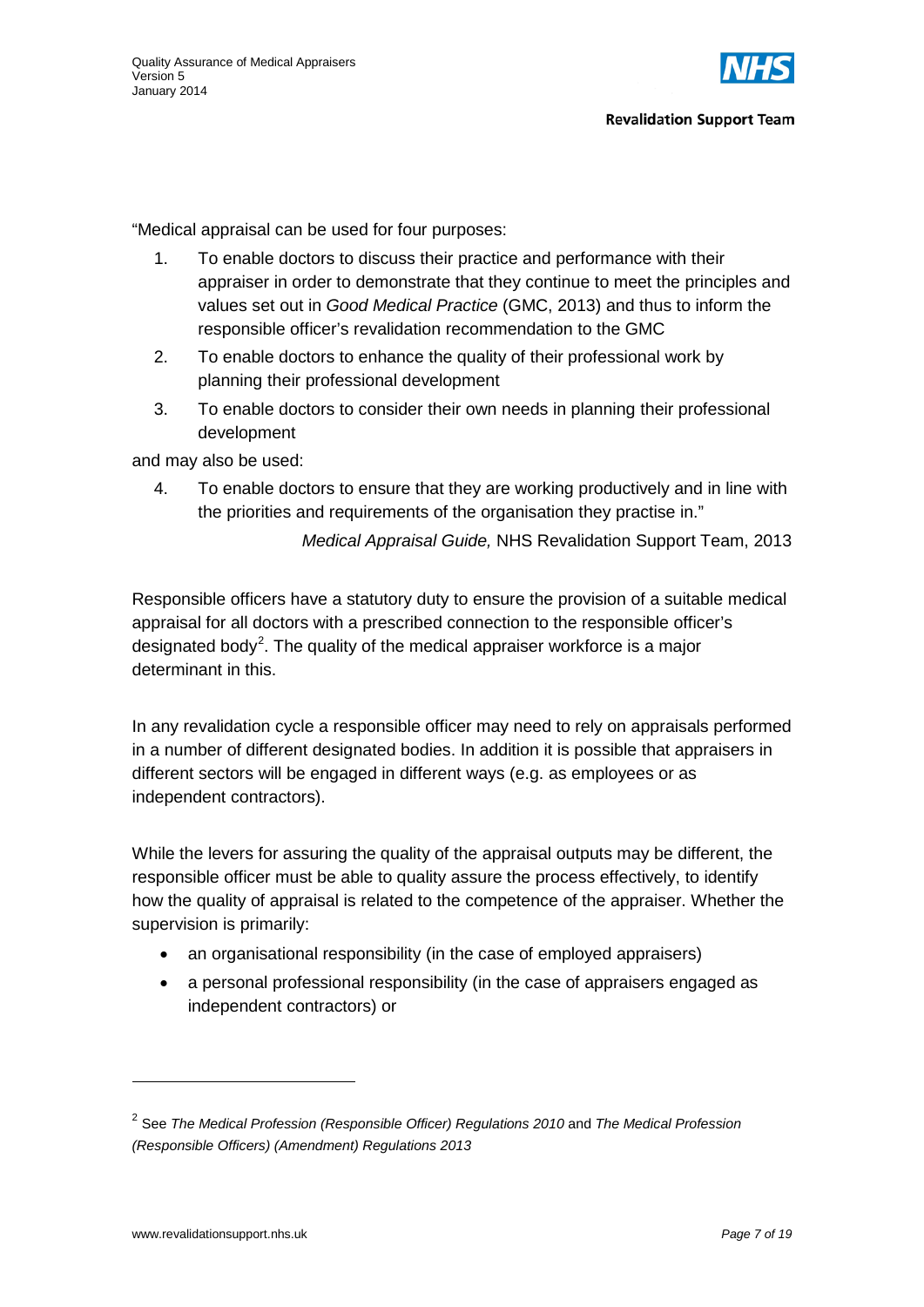"Medical appraisal can be used for four purposes:

1. To enable doctors to discuss their practice and performance with their appraiser in order to demonstrate that they continue to meet the principles and values set out in *Good Medical Practice* (GMC, 2013) and thus to inform the responsible officer's revalidation recommendation to the GMC
2. To enable doctors to enhance the quality of their professional work by planning their professional development
3. To enable doctors to consider their own needs in planning their professional development

and may also be used:

4. To enable doctors to ensure that they are working productively and in line with the priorities and requirements of the organisation they practise in."

*Medical Appraisal Guide,* NHS Revalidation Support Team, 2013

Responsible officers have a statutory duty to ensure the provision of a suitable medical appraisal for all doctors with a prescribed connection to the responsible officer's designated body[2]. The quality of the medical appraiser workforce is a major determinant in this.

In any revalidation cycle a responsible officer may need to rely on appraisals performed in a number of different designated bodies. In addition it is possible that appraisers in different sectors will be engaged in different ways (e.g. as employees or as independent contractors).

While the levers for assuring the quality of the appraisal outputs may be different, the responsible officer must be able to quality assure the process effectively, to identify how the quality of appraisal is related to the competence of the appraiser. Whether the supervision is primarily:

- an organisational responsibility (in the case of employed appraisers)
- a personal professional responsibility (in the case of appraisers engaged as independent contractors) or

---

[2] See *The Medical Profession (Responsible Officer) Regulations 2010* and *The Medical Profession (Responsible Officers) (Amendment) Regulations 2013*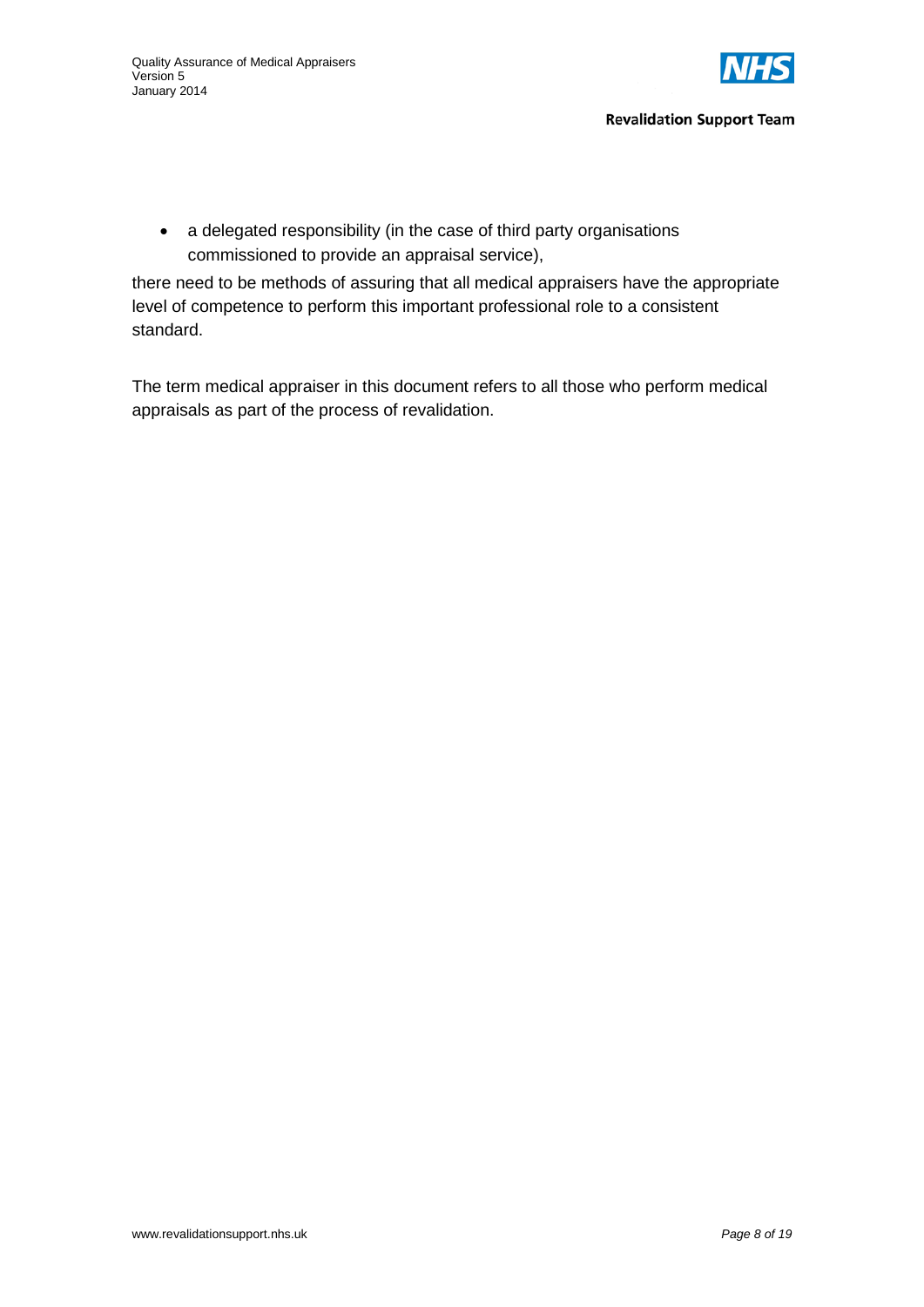- a delegated responsibility (in the case of third party organisations commissioned to provide an appraisal service),

there need to be methods of assuring that all medical appraisers have the appropriate level of competence to perform this important professional role to a consistent standard.

The term medical appraiser in this document refers to all those who perform medical appraisals as part of the process of revalidation.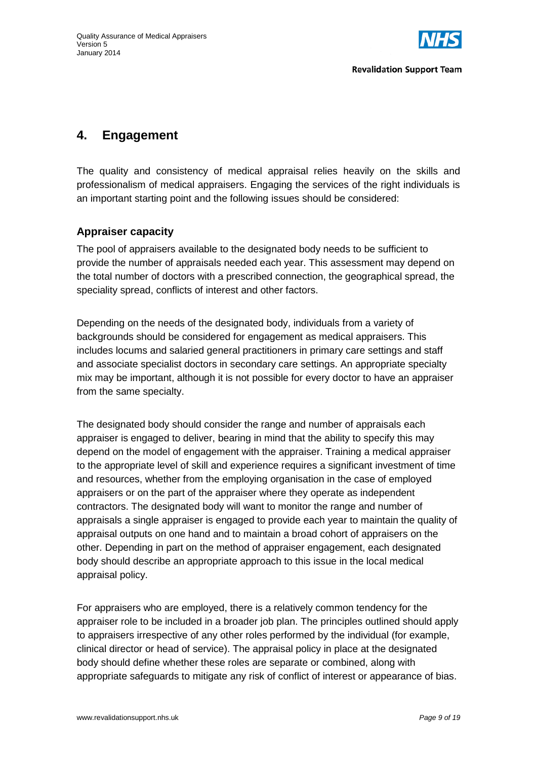## 4. Engagement

The quality and consistency of medical appraisal relies heavily on the skills and professionalism of medical appraisers. Engaging the services of the right individuals is an important starting point and the following issues should be considered:

### Appraiser capacity

The pool of appraisers available to the designated body needs to be sufficient to provide the number of appraisals needed each year. This assessment may depend on the total number of doctors with a prescribed connection, the geographical spread, the speciality spread, conflicts of interest and other factors.

Depending on the needs of the designated body, individuals from a variety of backgrounds should be considered for engagement as medical appraisers. This includes locums and salaried general practitioners in primary care settings and staff and associate specialist doctors in secondary care settings. An appropriate specialty mix may be important, although it is not possible for every doctor to have an appraiser from the same specialty.

The designated body should consider the range and number of appraisals each appraiser is engaged to deliver, bearing in mind that the ability to specify this may depend on the model of engagement with the appraiser. Training a medical appraiser to the appropriate level of skill and experience requires a significant investment of time and resources, whether from the employing organisation in the case of employed appraisers or on the part of the appraiser where they operate as independent contractors. The designated body will want to monitor the range and number of appraisals a single appraiser is engaged to provide each year to maintain the quality of appraisal outputs on one hand and to maintain a broad cohort of appraisers on the other. Depending in part on the method of appraiser engagement, each designated body should describe an appropriate approach to this issue in the local medical appraisal policy.

For appraisers who are employed, there is a relatively common tendency for the appraiser role to be included in a broader job plan. The principles outlined should apply to appraisers irrespective of any other roles performed by the individual (for example, clinical director or head of service). The appraisal policy in place at the designated body should define whether these roles are separate or combined, along with appropriate safeguards to mitigate any risk of conflict of interest or appearance of bias.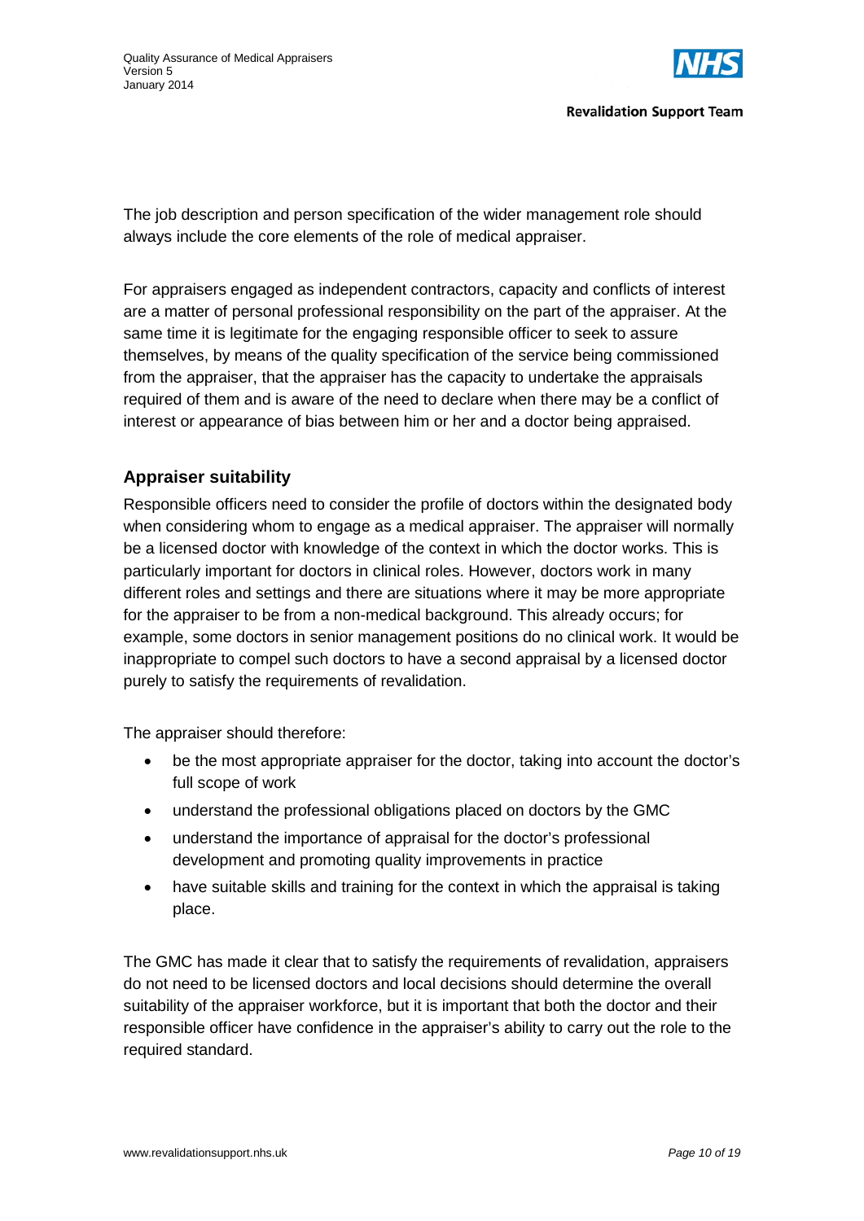The job description and person specification of the wider management role should always include the core elements of the role of medical appraiser.

For appraisers engaged as independent contractors, capacity and conflicts of interest are a matter of personal professional responsibility on the part of the appraiser. At the same time it is legitimate for the engaging responsible officer to seek to assure themselves, by means of the quality specification of the service being commissioned from the appraiser, that the appraiser has the capacity to undertake the appraisals required of them and is aware of the need to declare when there may be a conflict of interest or appearance of bias between him or her and a doctor being appraised.

### Appraiser suitability

Responsible officers need to consider the profile of doctors within the designated body when considering whom to engage as a medical appraiser. The appraiser will normally be a licensed doctor with knowledge of the context in which the doctor works. This is particularly important for doctors in clinical roles. However, doctors work in many different roles and settings and there are situations where it may be more appropriate for the appraiser to be from a non-medical background. This already occurs; for example, some doctors in senior management positions do no clinical work. It would be inappropriate to compel such doctors to have a second appraisal by a licensed doctor purely to satisfy the requirements of revalidation.

The appraiser should therefore:

- be the most appropriate appraiser for the doctor, taking into account the doctor's full scope of work
- understand the professional obligations placed on doctors by the GMC
- understand the importance of appraisal for the doctor's professional development and promoting quality improvements in practice
- have suitable skills and training for the context in which the appraisal is taking place.

The GMC has made it clear that to satisfy the requirements of revalidation, appraisers do not need to be licensed doctors and local decisions should determine the overall suitability of the appraiser workforce, but it is important that both the doctor and their responsible officer have confidence in the appraiser's ability to carry out the role to the required standard.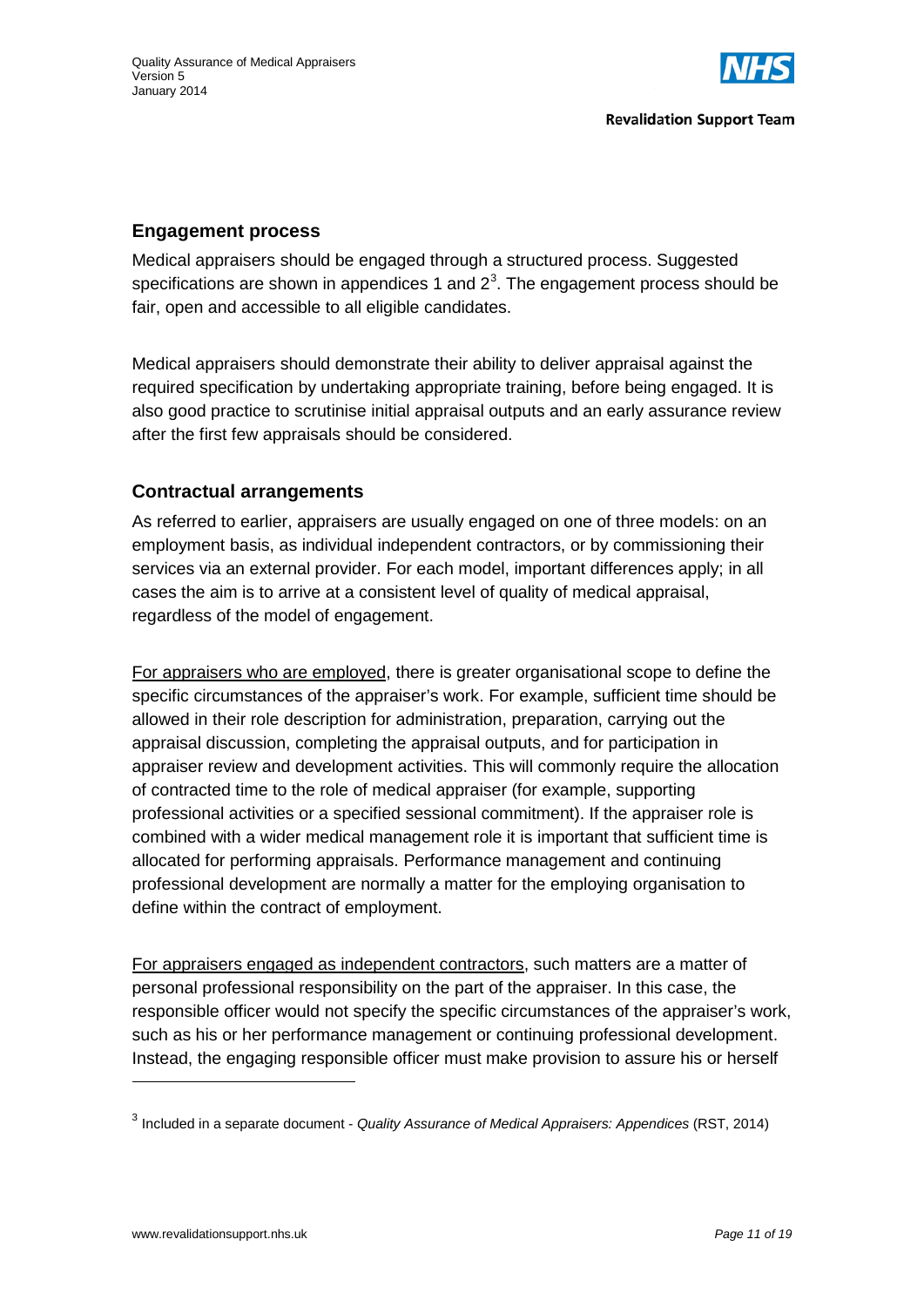## Engagement process

Medical appraisers should be engaged through a structured process. Suggested specifications are shown in appendices 1 and 2[3]. The engagement process should be fair, open and accessible to all eligible candidates.

Medical appraisers should demonstrate their ability to deliver appraisal against the required specification by undertaking appropriate training, before being engaged. It is also good practice to scrutinise initial appraisal outputs and an early assurance review after the first few appraisals should be considered.

## Contractual arrangements

As referred to earlier, appraisers are usually engaged on one of three models: on an employment basis, as individual independent contractors, or by commissioning their services via an external provider. For each model, important differences apply; in all cases the aim is to arrive at a consistent level of quality of medical appraisal, regardless of the model of engagement.

<u>For appraisers who are employed</u>, there is greater organisational scope to define the specific circumstances of the appraiser's work. For example, sufficient time should be allowed in their role description for administration, preparation, carrying out the appraisal discussion, completing the appraisal outputs, and for participation in appraiser review and development activities. This will commonly require the allocation of contracted time to the role of medical appraiser (for example, supporting professional activities or a specified sessional commitment). If the appraiser role is combined with a wider medical management role it is important that sufficient time is allocated for performing appraisals. Performance management and continuing professional development are normally a matter for the employing organisation to define within the contract of employment.

<u>For appraisers engaged as independent contractors</u>, such matters are a matter of personal professional responsibility on the part of the appraiser. In this case, the responsible officer would not specify the specific circumstances of the appraiser's work, such as his or her performance management or continuing professional development. Instead, the engaging responsible officer must make provision to assure his or herself

---

[3] Included in a separate document - *Quality Assurance of Medical Appraisers: Appendices* (RST, 2014)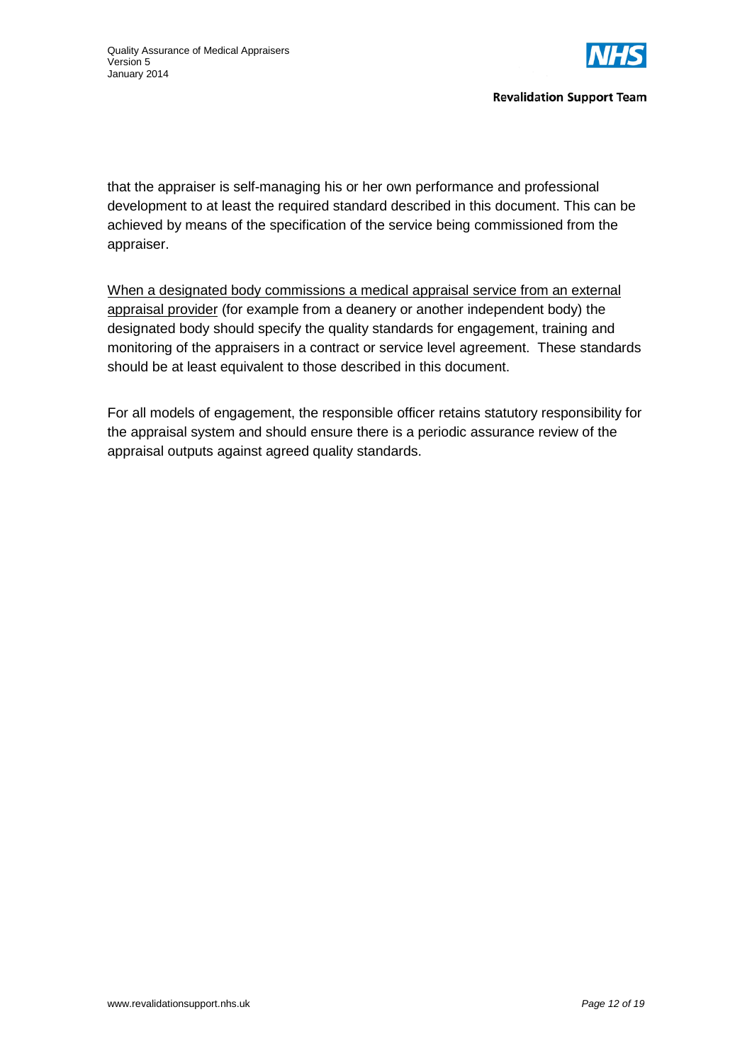that the appraiser is self-managing his or her own performance and professional development to at least the required standard described in this document. This can be achieved by means of the specification of the service being commissioned from the appraiser.

<u>When a designated body commissions a medical appraisal service from an external appraisal provider</u> (for example from a deanery or another independent body) the designated body should specify the quality standards for engagement, training and monitoring of the appraisers in a contract or service level agreement. These standards should be at least equivalent to those described in this document.

For all models of engagement, the responsible officer retains statutory responsibility for the appraisal system and should ensure there is a periodic assurance review of the appraisal outputs against agreed quality standards.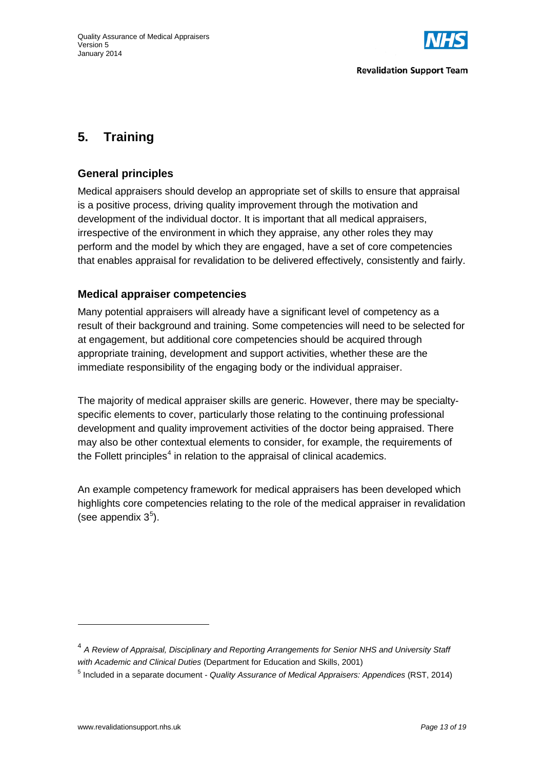## 5. Training

### General principles

Medical appraisers should develop an appropriate set of skills to ensure that appraisal is a positive process, driving quality improvement through the motivation and development of the individual doctor. It is important that all medical appraisers, irrespective of the environment in which they appraise, any other roles they may perform and the model by which they are engaged, have a set of core competencies that enables appraisal for revalidation to be delivered effectively, consistently and fairly.

### Medical appraiser competencies

Many potential appraisers will already have a significant level of competency as a result of their background and training. Some competencies will need to be selected for at engagement, but additional core competencies should be acquired through appropriate training, development and support activities, whether these are the immediate responsibility of the engaging body or the individual appraiser.

The majority of medical appraiser skills are generic. However, there may be specialty-specific elements to cover, particularly those relating to the continuing professional development and quality improvement activities of the doctor being appraised. There may also be other contextual elements to consider, for example, the requirements of the Follett principles[4] in relation to the appraisal of clinical academics.

An example competency framework for medical appraisers has been developed which highlights core competencies relating to the role of the medical appraiser in revalidation (see appendix 3[5]).

---

[4] *A Review of Appraisal, Disciplinary and Reporting Arrangements for Senior NHS and University Staff with Academic and Clinical Duties* (Department for Education and Skills, 2001)

[5] Included in a separate document - *Quality Assurance of Medical Appraisers: Appendices* (RST, 2014)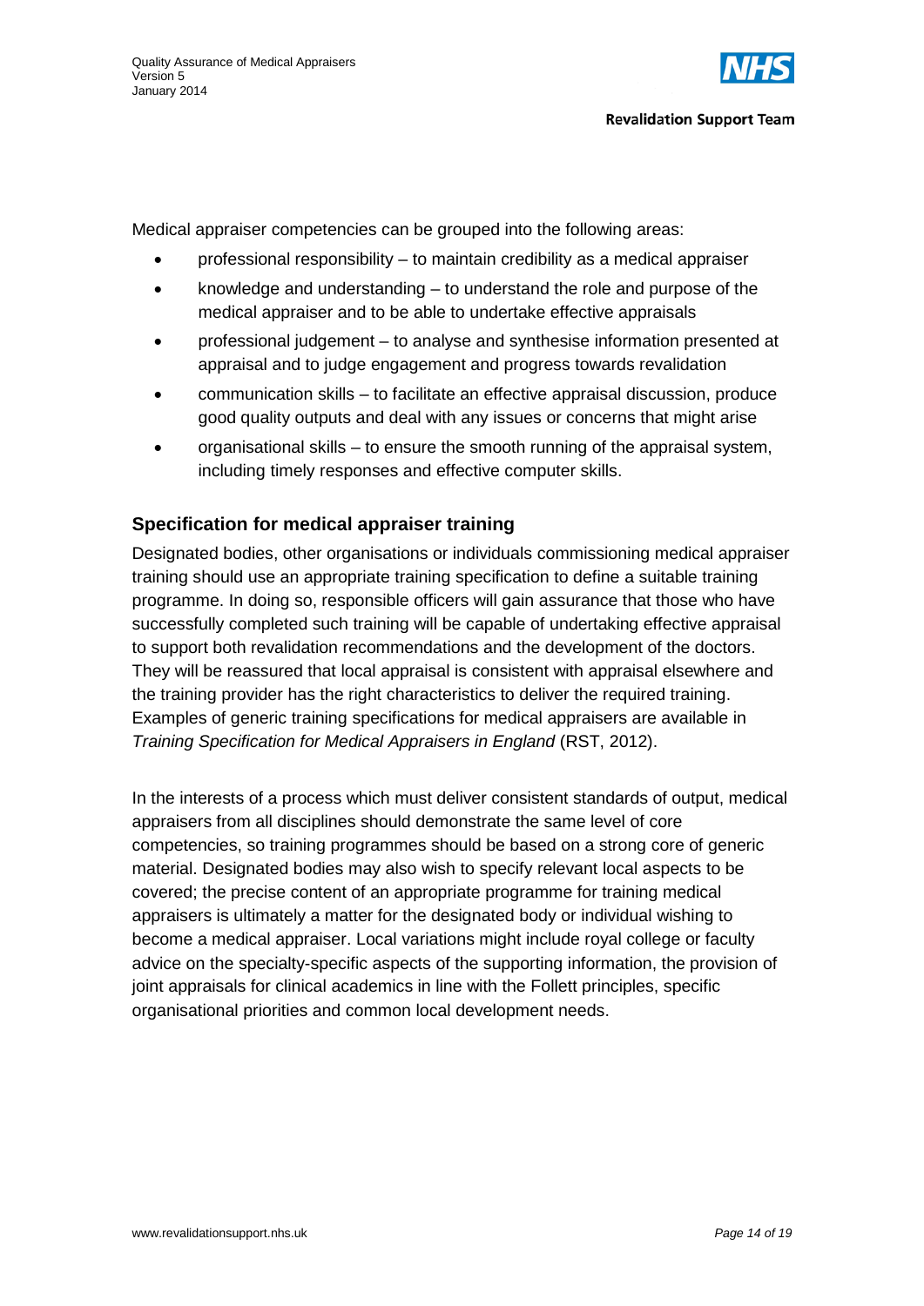Medical appraiser competencies can be grouped into the following areas:

- professional responsibility – to maintain credibility as a medical appraiser
- knowledge and understanding – to understand the role and purpose of the medical appraiser and to be able to undertake effective appraisals
- professional judgement – to analyse and synthesise information presented at appraisal and to judge engagement and progress towards revalidation
- communication skills – to facilitate an effective appraisal discussion, produce good quality outputs and deal with any issues or concerns that might arise
- organisational skills – to ensure the smooth running of the appraisal system, including timely responses and effective computer skills.

## Specification for medical appraiser training

Designated bodies, other organisations or individuals commissioning medical appraiser training should use an appropriate training specification to define a suitable training programme. In doing so, responsible officers will gain assurance that those who have successfully completed such training will be capable of undertaking effective appraisal to support both revalidation recommendations and the development of the doctors. They will be reassured that local appraisal is consistent with appraisal elsewhere and the training provider has the right characteristics to deliver the required training. Examples of generic training specifications for medical appraisers are available in *Training Specification for Medical Appraisers in England* (RST, 2012).

In the interests of a process which must deliver consistent standards of output, medical appraisers from all disciplines should demonstrate the same level of core competencies, so training programmes should be based on a strong core of generic material. Designated bodies may also wish to specify relevant local aspects to be covered; the precise content of an appropriate programme for training medical appraisers is ultimately a matter for the designated body or individual wishing to become a medical appraiser. Local variations might include royal college or faculty advice on the specialty-specific aspects of the supporting information, the provision of joint appraisals for clinical academics in line with the Follett principles, specific organisational priorities and common local development needs.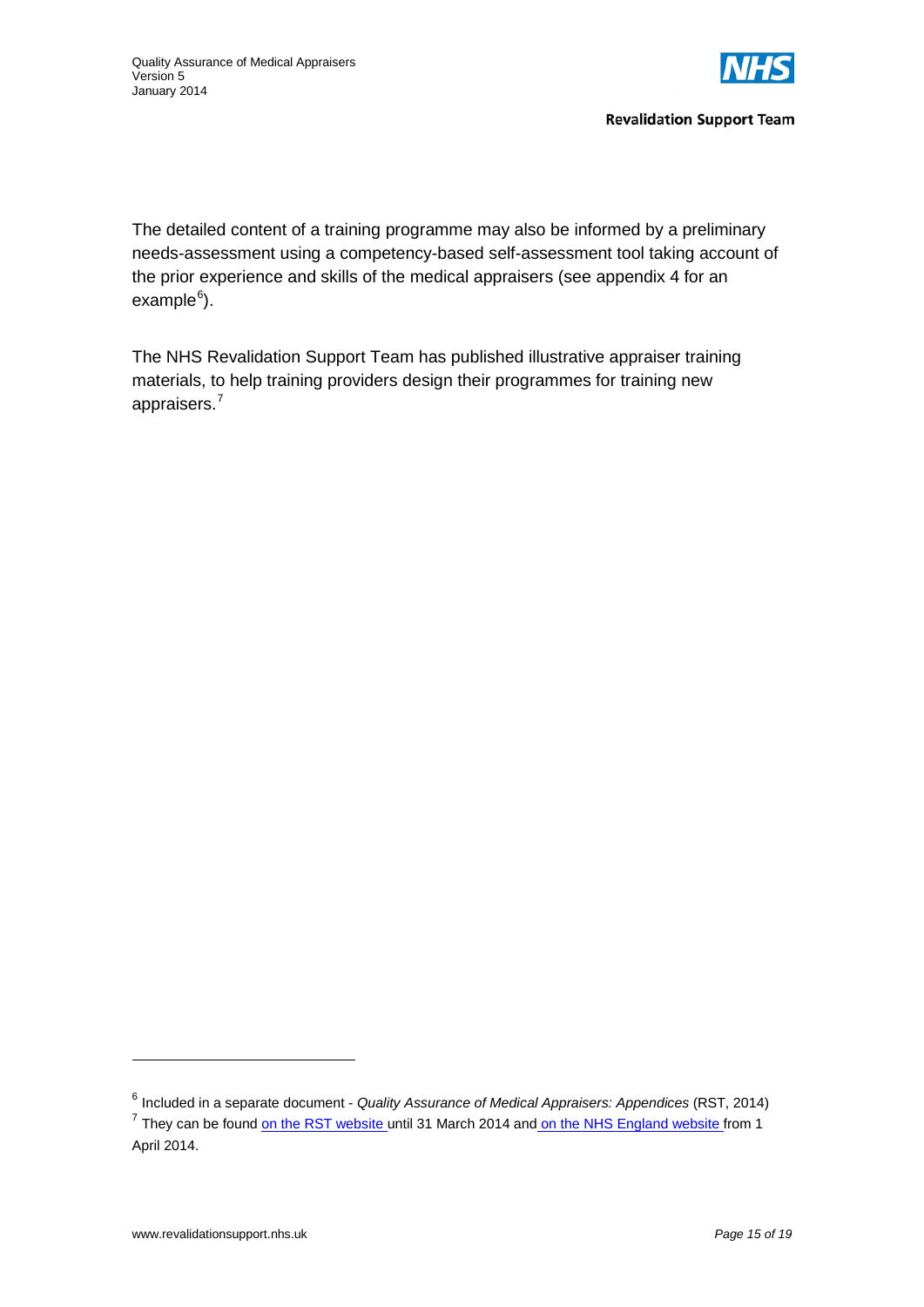The detailed content of a training programme may also be informed by a preliminary needs-assessment using a competency-based self-assessment tool taking account of the prior experience and skills of the medical appraisers (see appendix 4 for an example[6]).

The NHS Revalidation Support Team has published illustrative appraiser training materials, to help training providers design their programmes for training new appraisers.[7]

---

[6] Included in a separate document - *Quality Assurance of Medical Appraisers: Appendices* (RST, 2014)

[7] They can be found on the RST website until 31 March 2014 and on the NHS England website from 1 April 2014.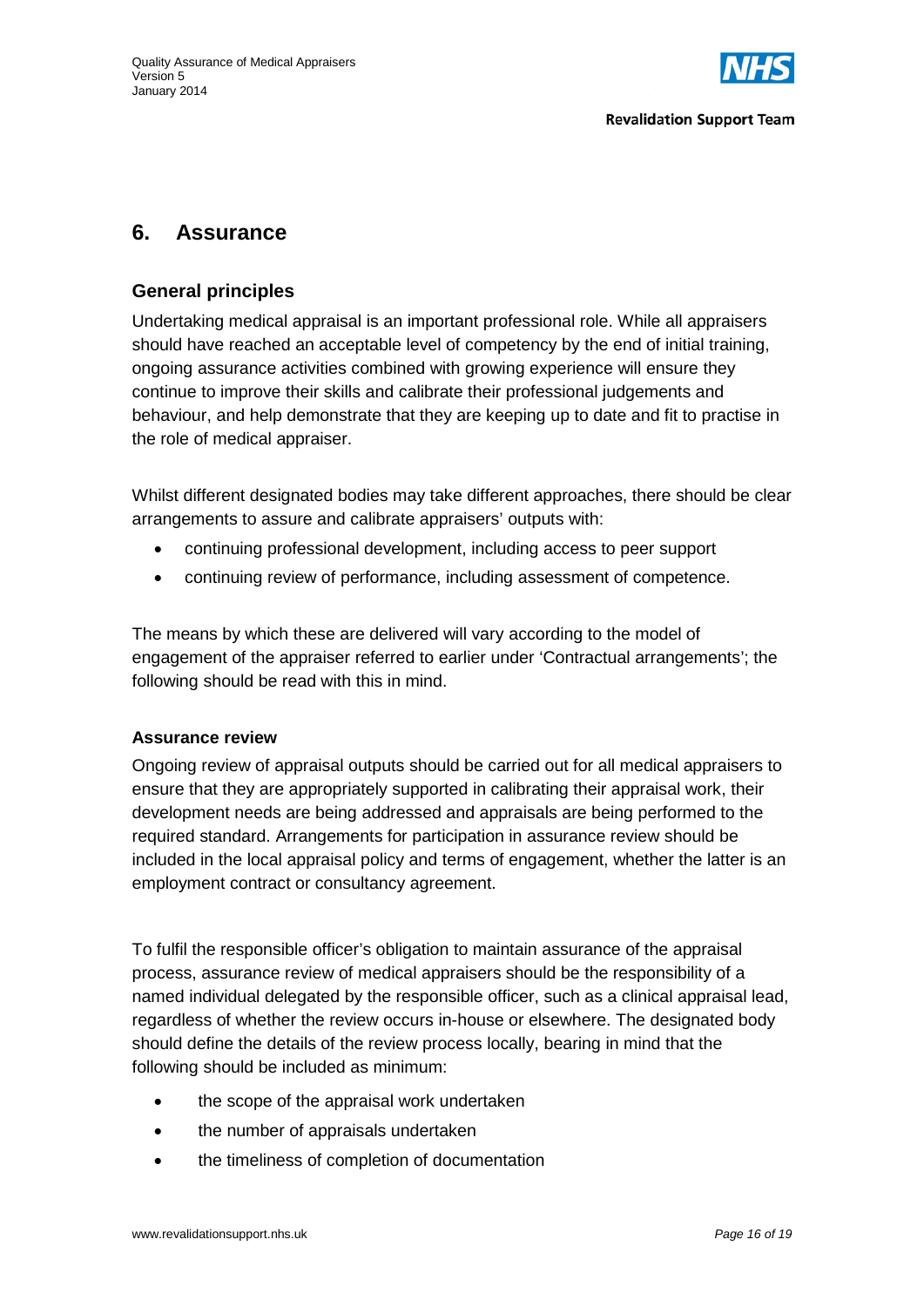## 6. Assurance

### General principles

Undertaking medical appraisal is an important professional role. While all appraisers should have reached an acceptable level of competency by the end of initial training, ongoing assurance activities combined with growing experience will ensure they continue to improve their skills and calibrate their professional judgements and behaviour, and help demonstrate that they are keeping up to date and fit to practise in the role of medical appraiser.

Whilst different designated bodies may take different approaches, there should be clear arrangements to assure and calibrate appraisers' outputs with:

- continuing professional development, including access to peer support
- continuing review of performance, including assessment of competence.

The means by which these are delivered will vary according to the model of engagement of the appraiser referred to earlier under 'Contractual arrangements'; the following should be read with this in mind.

#### Assurance review

Ongoing review of appraisal outputs should be carried out for all medical appraisers to ensure that they are appropriately supported in calibrating their appraisal work, their development needs are being addressed and appraisals are being performed to the required standard. Arrangements for participation in assurance review should be included in the local appraisal policy and terms of engagement, whether the latter is an employment contract or consultancy agreement.

To fulfil the responsible officer's obligation to maintain assurance of the appraisal process, assurance review of medical appraisers should be the responsibility of a named individual delegated by the responsible officer, such as a clinical appraisal lead, regardless of whether the review occurs in-house or elsewhere. The designated body should define the details of the review process locally, bearing in mind that the following should be included as minimum:

- the scope of the appraisal work undertaken
- the number of appraisals undertaken
- the timeliness of completion of documentation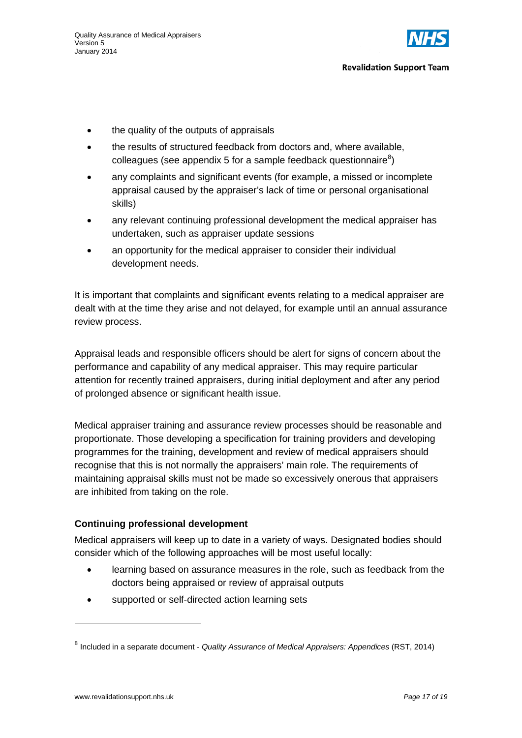- the quality of the outputs of appraisals
- the results of structured feedback from doctors and, where available, colleagues (see appendix 5 for a sample feedback questionnaire[8])
- any complaints and significant events (for example, a missed or incomplete appraisal caused by the appraiser's lack of time or personal organisational skills)
- any relevant continuing professional development the medical appraiser has undertaken, such as appraiser update sessions
- an opportunity for the medical appraiser to consider their individual development needs.

It is important that complaints and significant events relating to a medical appraiser are dealt with at the time they arise and not delayed, for example until an annual assurance review process.

Appraisal leads and responsible officers should be alert for signs of concern about the performance and capability of any medical appraiser. This may require particular attention for recently trained appraisers, during initial deployment and after any period of prolonged absence or significant health issue.

Medical appraiser training and assurance review processes should be reasonable and proportionate. Those developing a specification for training providers and developing programmes for the training, development and review of medical appraisers should recognise that this is not normally the appraisers' main role. The requirements of maintaining appraisal skills must not be made so excessively onerous that appraisers are inhibited from taking on the role.

**Continuing professional development**

Medical appraisers will keep up to date in a variety of ways. Designated bodies should consider which of the following approaches will be most useful locally:

- learning based on assurance measures in the role, such as feedback from the doctors being appraised or review of appraisal outputs
- supported or self-directed action learning sets

[8] Included in a separate document - *Quality Assurance of Medical Appraisers: Appendices* (RST, 2014)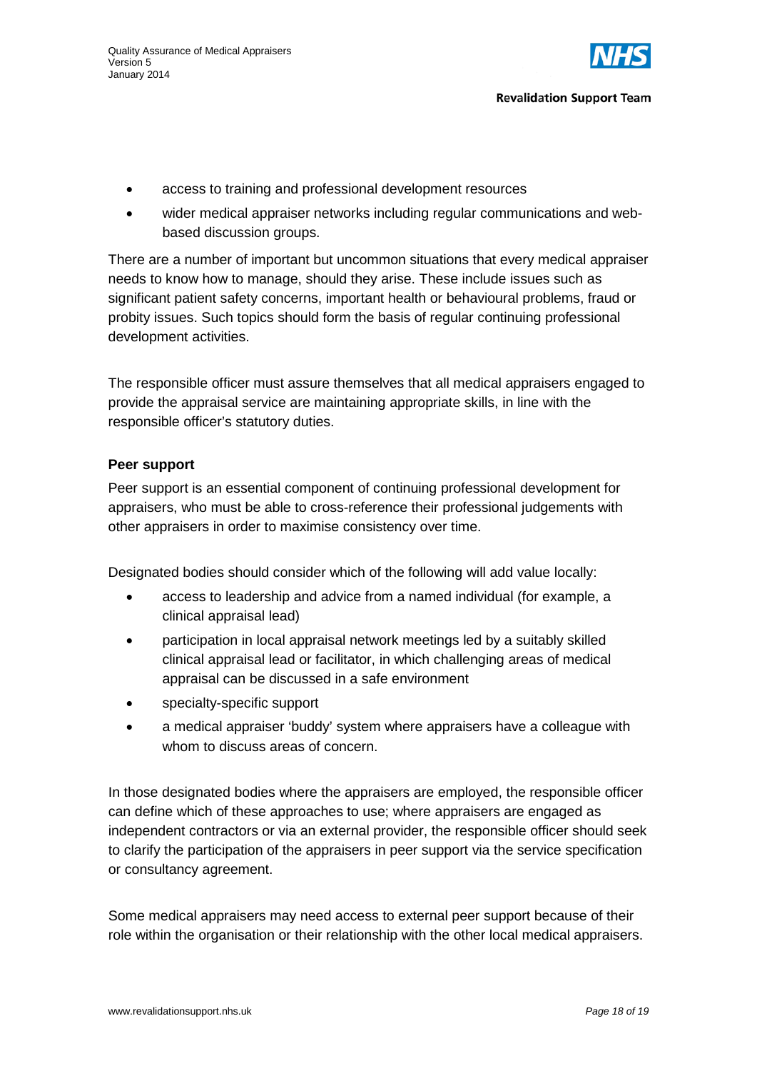- access to training and professional development resources
- wider medical appraiser networks including regular communications and web-based discussion groups.

There are a number of important but uncommon situations that every medical appraiser needs to know how to manage, should they arise. These include issues such as significant patient safety concerns, important health or behavioural problems, fraud or probity issues. Such topics should form the basis of regular continuing professional development activities.

The responsible officer must assure themselves that all medical appraisers engaged to provide the appraisal service are maintaining appropriate skills, in line with the responsible officer's statutory duties.

**Peer support**

Peer support is an essential component of continuing professional development for appraisers, who must be able to cross-reference their professional judgements with other appraisers in order to maximise consistency over time.

Designated bodies should consider which of the following will add value locally:

- access to leadership and advice from a named individual (for example, a clinical appraisal lead)
- participation in local appraisal network meetings led by a suitably skilled clinical appraisal lead or facilitator, in which challenging areas of medical appraisal can be discussed in a safe environment
- specialty-specific support
- a medical appraiser 'buddy' system where appraisers have a colleague with whom to discuss areas of concern.

In those designated bodies where the appraisers are employed, the responsible officer can define which of these approaches to use; where appraisers are engaged as independent contractors or via an external provider, the responsible officer should seek to clarify the participation of the appraisers in peer support via the service specification or consultancy agreement.

Some medical appraisers may need access to external peer support because of their role within the organisation or their relationship with the other local medical appraisers.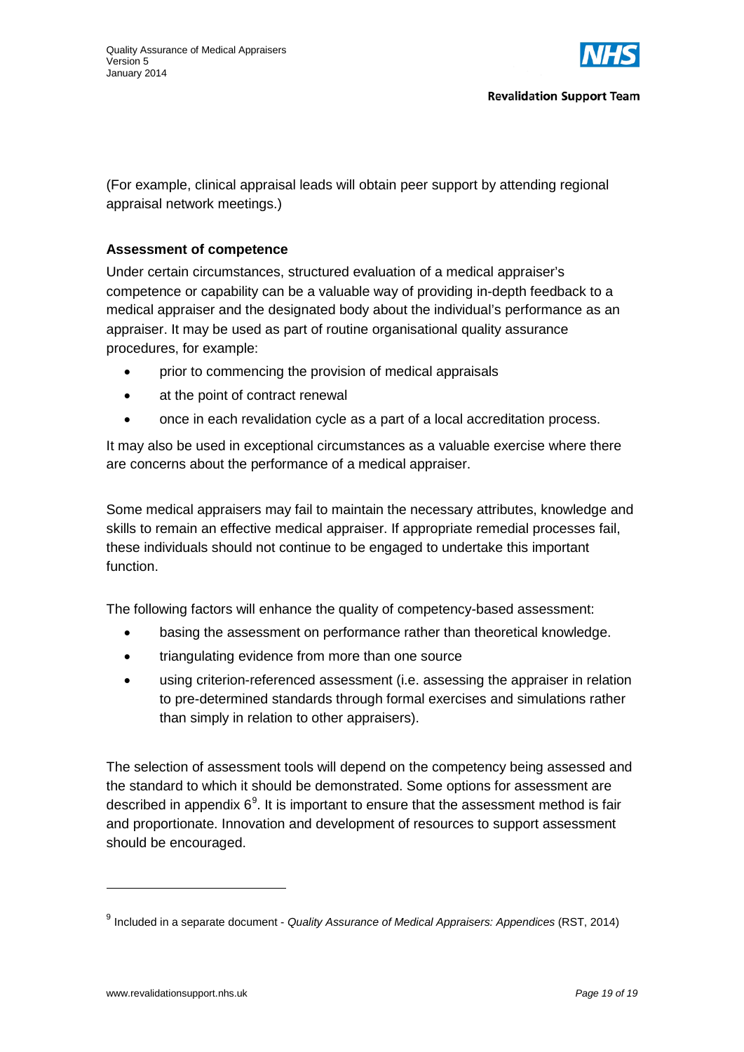(For example, clinical appraisal leads will obtain peer support by attending regional appraisal network meetings.)

**Assessment of competence**

Under certain circumstances, structured evaluation of a medical appraiser's competence or capability can be a valuable way of providing in-depth feedback to a medical appraiser and the designated body about the individual's performance as an appraiser. It may be used as part of routine organisational quality assurance procedures, for example:

- prior to commencing the provision of medical appraisals
- at the point of contract renewal
- once in each revalidation cycle as a part of a local accreditation process.

It may also be used in exceptional circumstances as a valuable exercise where there are concerns about the performance of a medical appraiser.

Some medical appraisers may fail to maintain the necessary attributes, knowledge and skills to remain an effective medical appraiser. If appropriate remedial processes fail, these individuals should not continue to be engaged to undertake this important function.

The following factors will enhance the quality of competency-based assessment:

- basing the assessment on performance rather than theoretical knowledge.
- triangulating evidence from more than one source
- using criterion-referenced assessment (i.e. assessing the appraiser in relation to pre-determined standards through formal exercises and simulations rather than simply in relation to other appraisers).

The selection of assessment tools will depend on the competency being assessed and the standard to which it should be demonstrated. Some options for assessment are described in appendix 6[9]. It is important to ensure that the assessment method is fair and proportionate. Innovation and development of resources to support assessment should be encouraged.

---

[9] Included in a separate document - *Quality Assurance of Medical Appraisers: Appendices* (RST, 2014)